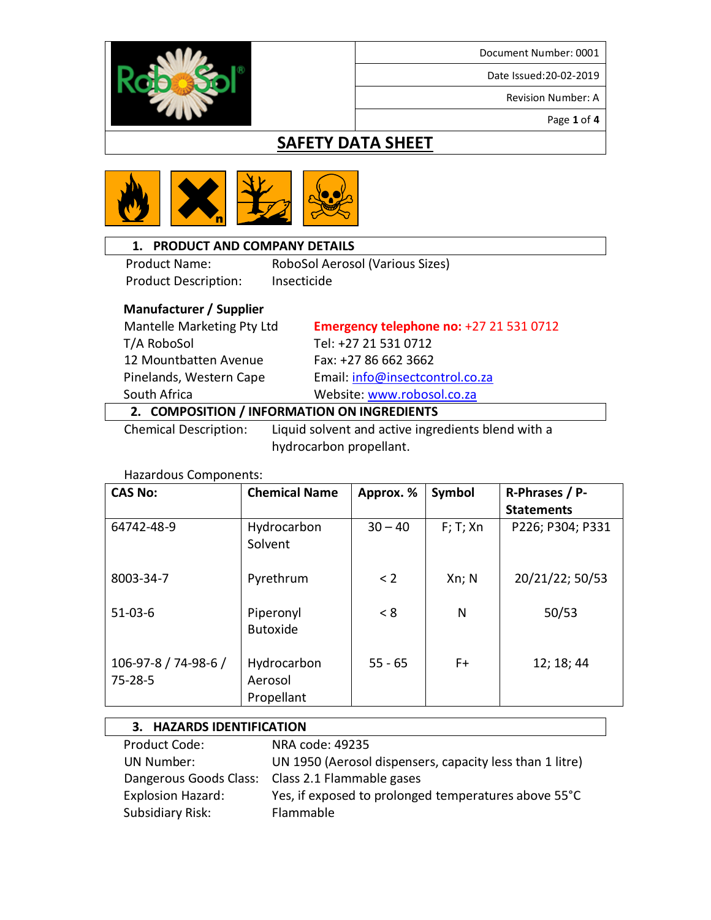Document Number: 0001

Date Issued:20-02-2019

Revision Number: A

# SAFETY DATA SHEET

## 1. PRODUCT AND COMPANY DETAILS

Product Name: RoboSol Aerosol (Various Sizes)

Product Description: Insecticide

**Manufacturer / Supplier**

Mantelle Marketing Pty Ltd
T/A RoboSol
12 Mountbatten Avenue
Pinelands, Western Cape
South Africa

**Emergency telephone no:** +27 21 531 0712
Tel: +27 21 531 0712
Fax: +27 86 662 3662
Email: info@insectcontrol.co.za
Website: www.robosol.co.za

## 2. COMPOSITION / INFORMATION ON INGREDIENTS

Chemical Description: Liquid solvent and active ingredients blend with a hydrocarbon propellant.

Hazardous Components:

| CAS No: | Chemical Name | Approx. % | Symbol | R-Phrases / P-Statements |
|---|---|---|---|---|
| 64742-48-9 | Hydrocarbon Solvent | 30 – 40 | F; T; Xn | P226; P304; P331 |
| 8003-34-7 | Pyrethrum | < 2 | Xn; N | 20/21/22; 50/53 |
| 51-03-6 | Piperonyl Butoxide | < 8 | N | 50/53 |
| 106-97-8 / 74-98-6 / 75-28-5 | Hydrocarbon Aerosol Propellant | 55 - 65 | F+ | 12; 18; 44 |

## 3. HAZARDS IDENTIFICATION

Product Code: NRA code: 49235

UN Number: UN 1950 (Aerosol dispensers, capacity less than 1 litre)

Dangerous Goods Class: Class 2.1 Flammable gases

Explosion Hazard: Yes, if exposed to prolonged temperatures above 55°C

Subsidiary Risk: Flammable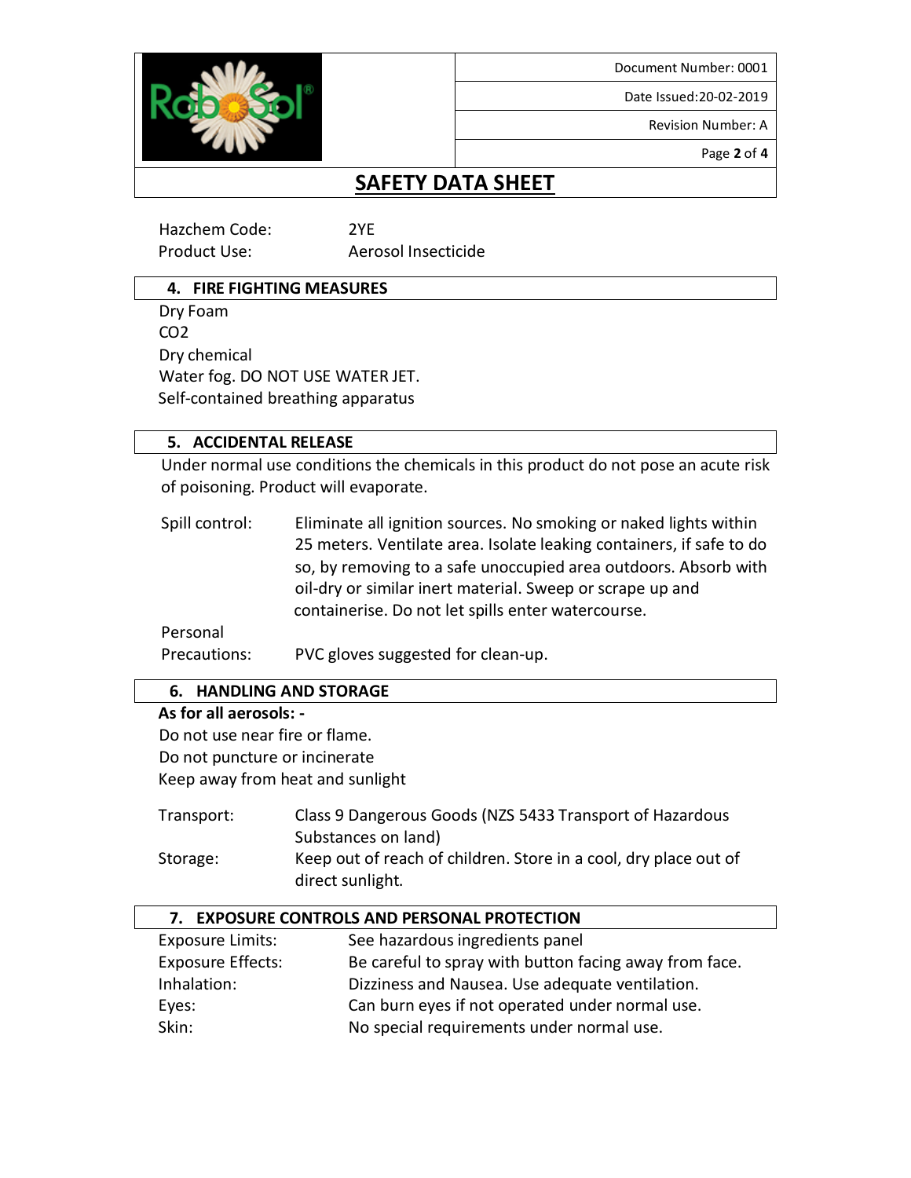# SAFETY DATA SHEET

Hazchem Code: 2YE
Product Use: Aerosol Insecticide

## 4. FIRE FIGHTING MEASURES

Dry Foam
$CO_2$
Dry chemical
Water fog. DO NOT USE WATER JET.
Self-contained breathing apparatus

## 5. ACCIDENTAL RELEASE

Under normal use conditions the chemicals in this product do not pose an acute risk of poisoning. Product will evaporate.

Spill control: Eliminate all ignition sources. No smoking or naked lights within 25 meters. Ventilate area. Isolate leaking containers, if safe to do so, by removing to a safe unoccupied area outdoors. Absorb with oil-dry or similar inert material. Sweep or scrape up and containerise. Do not let spills enter watercourse.

Personal Precautions: PVC gloves suggested for clean-up.

## 6. HANDLING AND STORAGE

**As for all aerosols: -**

Do not use near fire or flame.
Do not puncture or incinerate
Keep away from heat and sunlight

Transport: Class 9 Dangerous Goods (NZS 5433 Transport of Hazardous Substances on land)

Storage: Keep out of reach of children. Store in a cool, dry place out of direct sunlight.

## 7. EXPOSURE CONTROLS AND PERSONAL PROTECTION

Exposure Limits: See hazardous ingredients panel
Exposure Effects: Be careful to spray with button facing away from face.
Inhalation: Dizziness and Nausea. Use adequate ventilation.
Eyes: Can burn eyes if not operated under normal use.
Skin: No special requirements under normal use.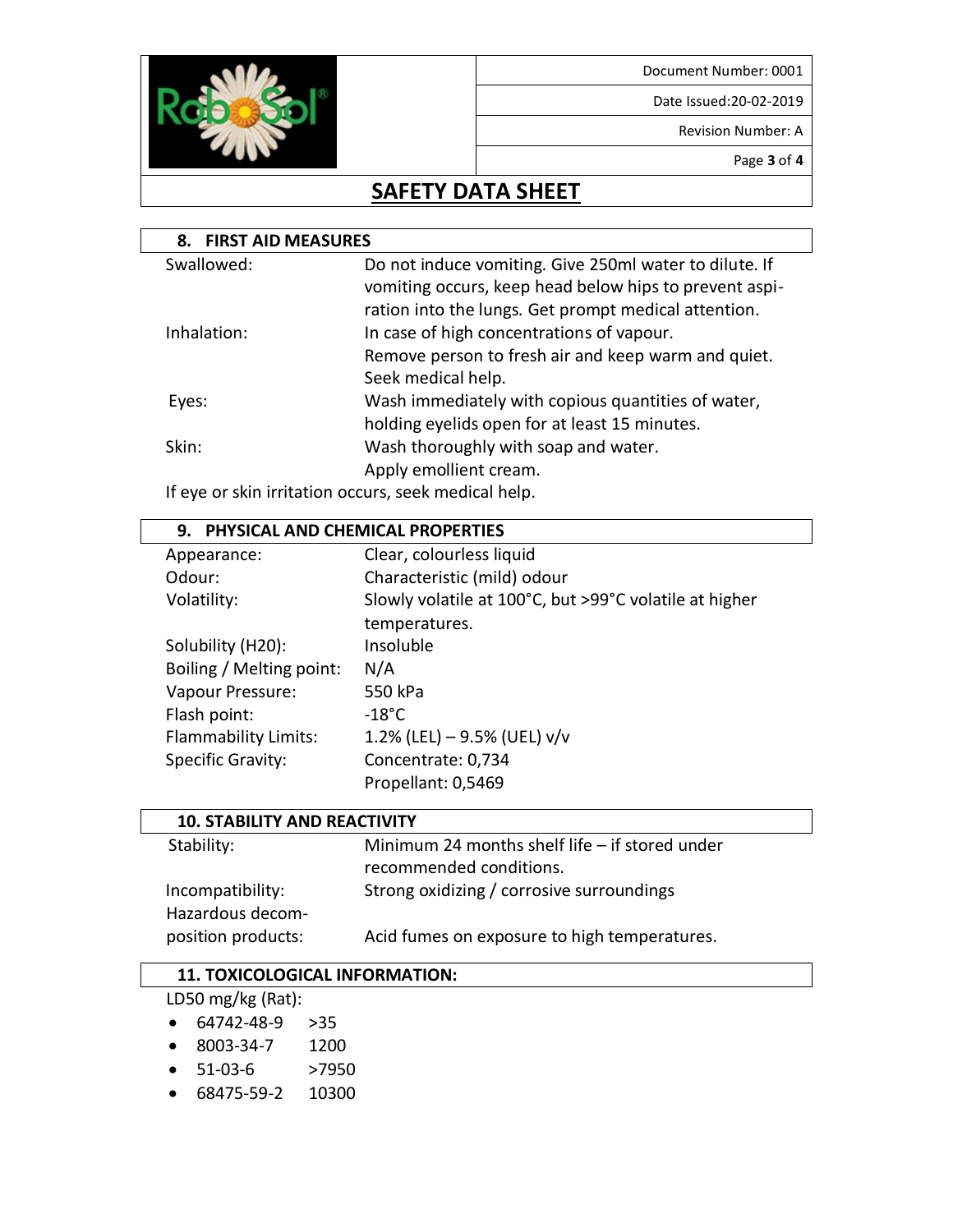# SAFETY DATA SHEET

## 8. FIRST AID MEASURES

| | |
|---|---|
| Swallowed: | Do not induce vomiting. Give 250ml water to dilute. If vomiting occurs, keep head below hips to prevent aspiration into the lungs. Get prompt medical attention. |
| Inhalation: | In case of high concentrations of vapour. Remove person to fresh air and keep warm and quiet. Seek medical help. |
| Eyes: | Wash immediately with copious quantities of water, holding eyelids open for at least 15 minutes. |
| Skin: | Wash thoroughly with soap and water. Apply emollient cream. |

If eye or skin irritation occurs, seek medical help.

## 9. PHYSICAL AND CHEMICAL PROPERTIES

| | |
|---|---|
| Appearance: | Clear, colourless liquid |
| Odour: | Characteristic (mild) odour |
| Volatility: | Slowly volatile at 100°C, but >99°C volatile at higher temperatures. |
| Solubility (H20): | Insoluble |
| Boiling / Melting point: | N/A |
| Vapour Pressure: | 550 kPa |
| Flash point: | -18°C |
| Flammability Limits: | 1.2% (LEL) – 9.5% (UEL) v/v |
| Specific Gravity: | Concentrate: 0,734<br>Propellant: 0,5469 |

## 10. STABILITY AND REACTIVITY

| | |
|---|---|
| Stability: | Minimum 24 months shelf life – if stored under recommended conditions. |
| Incompatibility: | Strong oxidizing / corrosive surroundings |
| Hazardous decomposition products: | Acid fumes on exposure to high temperatures. |

## 11. TOXICOLOGICAL INFORMATION:

LD50 mg/kg (Rat):

- 64742-48-9 >35
- 8003-34-7 1200
- 51-03-6 >7950
- 68475-59-2 10300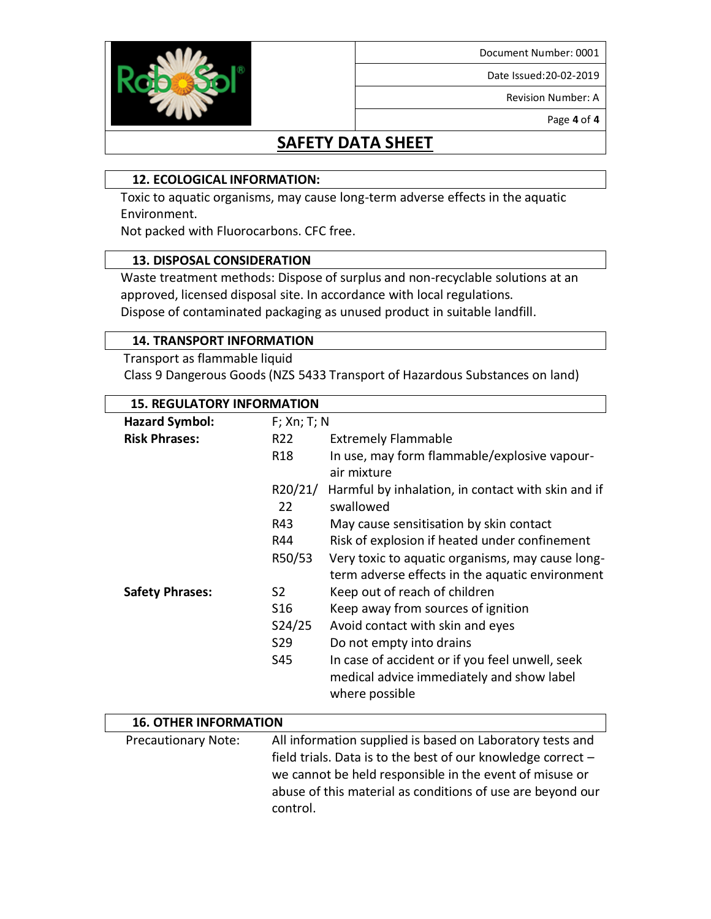## SAFETY DATA SHEET

### 12. ECOLOGICAL INFORMATION:

Toxic to aquatic organisms, may cause long-term adverse effects in the aquatic Environment.

Not packed with Fluorocarbons. CFC free.

### 13. DISPOSAL CONSIDERATION

Waste treatment methods: Dispose of surplus and non-recyclable solutions at an approved, licensed disposal site. In accordance with local regulations.

Dispose of contaminated packaging as unused product in suitable landfill.

### 14. TRANSPORT INFORMATION

Transport as flammable liquid

Class 9 Dangerous Goods (NZS 5433 Transport of Hazardous Substances on land)

### 15. REGULATORY INFORMATION

| | | |
|---|---|---|
| **Hazard Symbol:** | F; Xn; T; N | |
| **Risk Phrases:** | R22 | Extremely Flammable |
| | R18 | In use, may form flammable/explosive vapour-air mixture |
| | R20/21/22 | Harmful by inhalation, in contact with skin and if swallowed |
| | R43 | May cause sensitisation by skin contact |
| | R44 | Risk of explosion if heated under confinement |
| | R50/53 | Very toxic to aquatic organisms, may cause long-term adverse effects in the aquatic environment |
| **Safety Phrases:** | S2 | Keep out of reach of children |
| | S16 | Keep away from sources of ignition |
| | S24/25 | Avoid contact with skin and eyes |
| | S29 | Do not empty into drains |
| | S45 | In case of accident or if you feel unwell, seek medical advice immediately and show label where possible |

### 16. OTHER INFORMATION

Precautionary Note: All information supplied is based on Laboratory tests and field trials. Data is to the best of our knowledge correct – we cannot be held responsible in the event of misuse or abuse of this material as conditions of use are beyond our control.